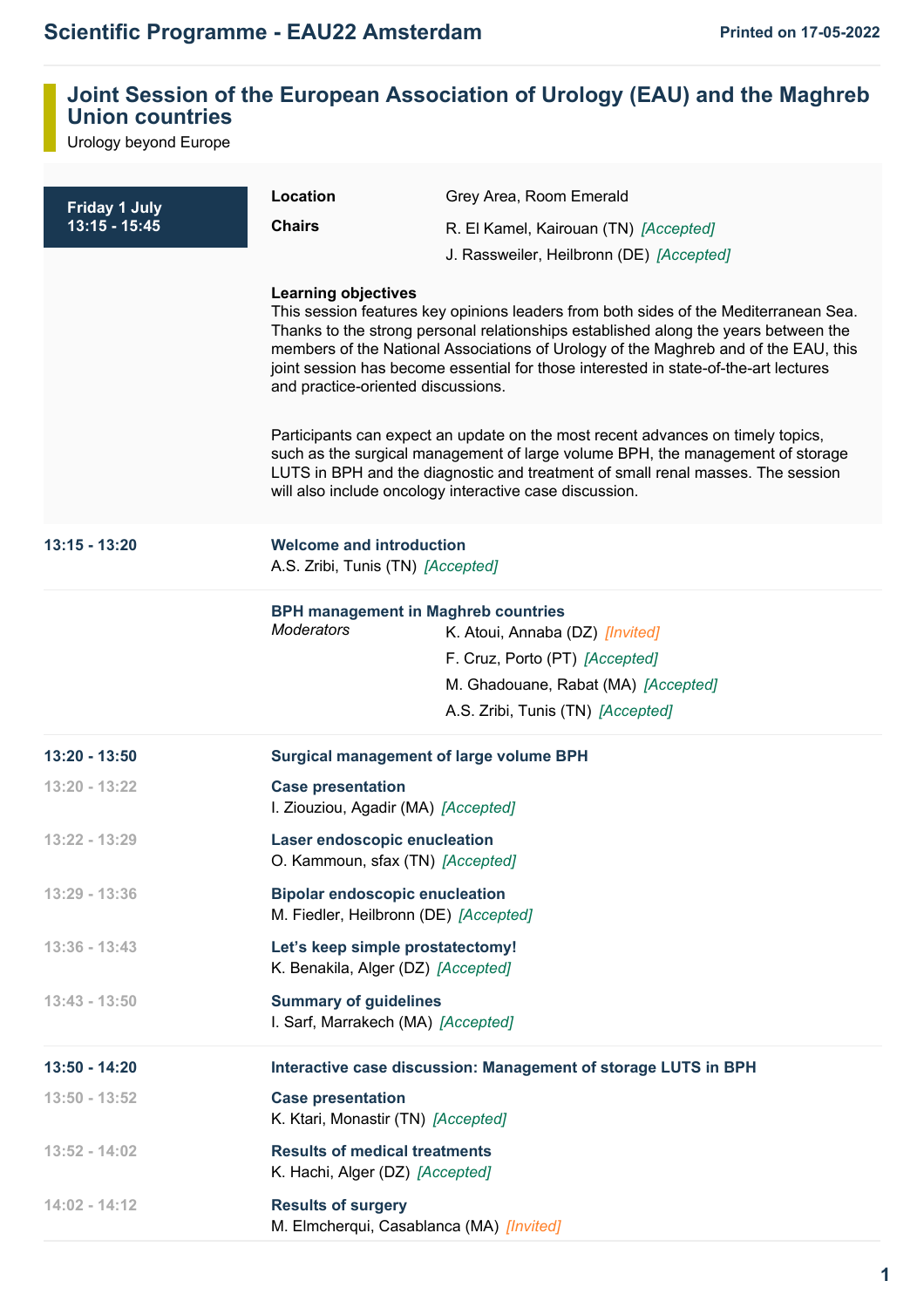# Scientific Programme - EAU22 Amsterdam

Printed on 17-05-2022

## Joint Session of the European Association of Urology (EAU) and the Maghreb Union countries

Urology beyond Europe

**Friday 1 July**
**13:15 - 15:45**

**Location** Grey Area, Room Emerald

**Chairs**
R. El Kamel, Kairouan (TN) *[Accepted]*
J. Rassweiler, Heilbronn (DE) *[Accepted]*

**Learning objectives**
This session features key opinions leaders from both sides of the Mediterranean Sea. Thanks to the strong personal relationships established along the years between the members of the National Associations of Urology of the Maghreb and of the EAU, this joint session has become essential for those interested in state-of-the-art lectures and practice-oriented discussions.

Participants can expect an update on the most recent advances on timely topics, such as the surgical management of large volume BPH, the management of storage LUTS in BPH and the diagnostic and treatment of small renal masses. The session will also include oncology interactive case discussion.

**13:15 - 13:20** **Welcome and introduction**
A.S. Zribi, Tunis (TN) *[Accepted]*

**BPH management in Maghreb countries**
*Moderators*
K. Atoui, Annaba (DZ) *[Invited]*
F. Cruz, Porto (PT) *[Accepted]*
M. Ghadouane, Rabat (MA) *[Accepted]*
A.S. Zribi, Tunis (TN) *[Accepted]*

**13:20 - 13:50** **Surgical management of large volume BPH**

13:20 - 13:22 **Case presentation**
I. Ziouziou, Agadir (MA) *[Accepted]*

13:22 - 13:29 **Laser endoscopic enucleation**
O. Kammoun, sfax (TN) *[Accepted]*

13:29 - 13:36 **Bipolar endoscopic enucleation**
M. Fiedler, Heilbronn (DE) *[Accepted]*

13:36 - 13:43 **Let's keep simple prostatectomy!**
K. Benakila, Alger (DZ) *[Accepted]*

13:43 - 13:50 **Summary of guidelines**
I. Sarf, Marrakech (MA) *[Accepted]*

**13:50 - 14:20** **Interactive case discussion: Management of storage LUTS in BPH**

13:50 - 13:52 **Case presentation**
K. Ktari, Monastir (TN) *[Accepted]*

13:52 - 14:02 **Results of medical treatments**
K. Hachi, Alger (DZ) *[Accepted]*

14:02 - 14:12 **Results of surgery**
M. Elmcherqui, Casablanca (MA) *[Invited]*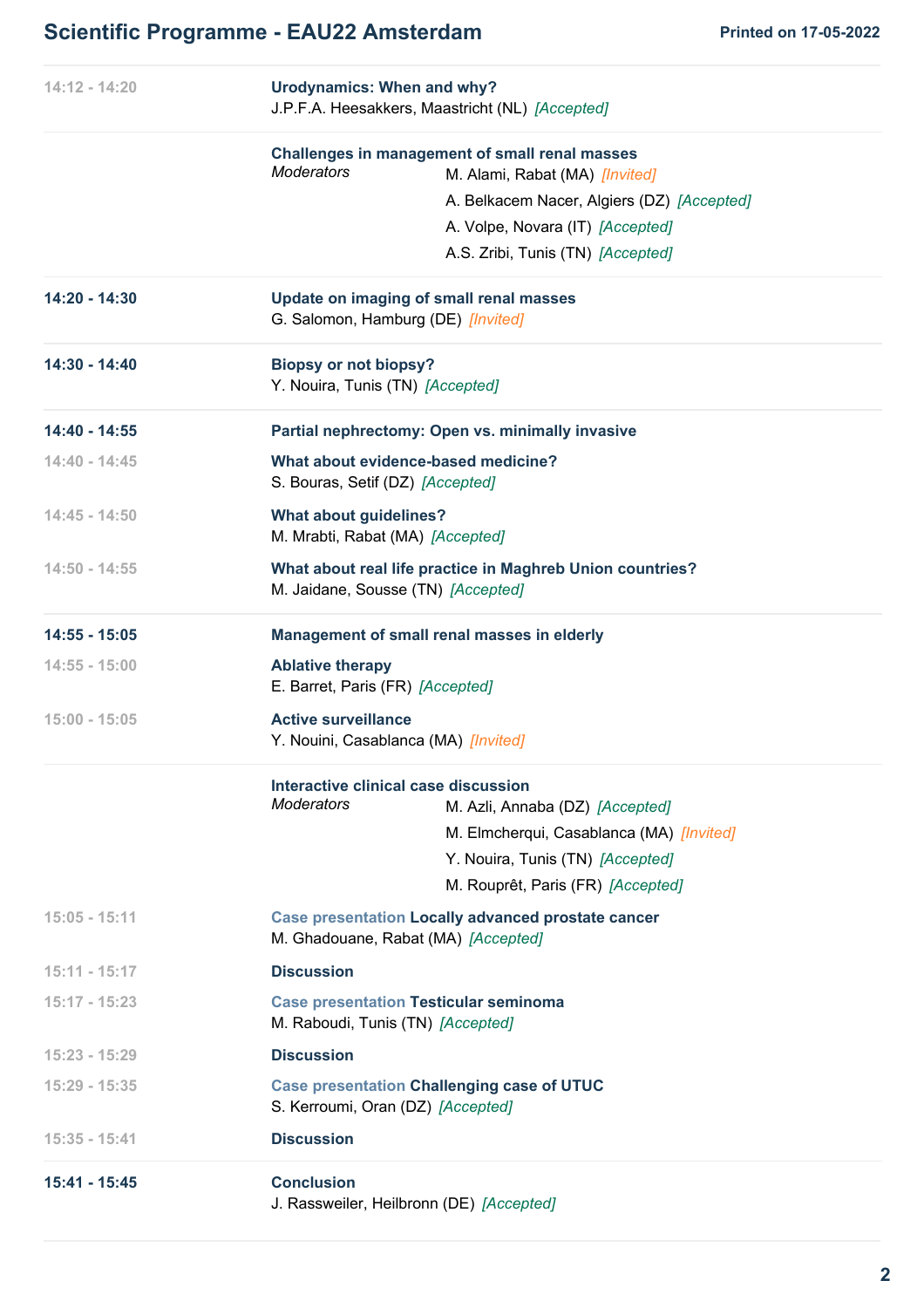14:12 - 14:20 **Urodynamics: When and why?**
J.P.F.A. Heesakkers, Maastricht (NL) *[Accepted]*

**Challenges in management of small renal masses**
*Moderators*
M. Alami, Rabat (MA) *[Invited]*
A. Belkacem Nacer, Algiers (DZ) *[Accepted]*
A. Volpe, Novara (IT) *[Accepted]*
A.S. Zribi, Tunis (TN) *[Accepted]*

**14:20 - 14:30** **Update on imaging of small renal masses**
G. Salomon, Hamburg (DE) *[Invited]*

**14:30 - 14:40** **Biopsy or not biopsy?**
Y. Nouira, Tunis (TN) *[Accepted]*

**14:40 - 14:55** **Partial nephrectomy: Open vs. minimally invasive**

14:40 - 14:45 **What about evidence-based medicine?**
S. Bouras, Setif (DZ) *[Accepted]*

14:45 - 14:50 **What about guidelines?**
M. Mrabti, Rabat (MA) *[Accepted]*

14:50 - 14:55 **What about real life practice in Maghreb Union countries?**
M. Jaidane, Sousse (TN) *[Accepted]*

**14:55 - 15:05** **Management of small renal masses in elderly**

14:55 - 15:00 **Ablative therapy**
E. Barret, Paris (FR) *[Accepted]*

15:00 - 15:05 **Active surveillance**
Y. Nouini, Casablanca (MA) *[Invited]*

**Interactive clinical case discussion**
*Moderators*
M. Azli, Annaba (DZ) *[Accepted]*
M. Elmcherqui, Casablanca (MA) *[Invited]*
Y. Nouira, Tunis (TN) *[Accepted]*
M. Rouprêt, Paris (FR) *[Accepted]*

15:05 - 15:11 Case presentation **Locally advanced prostate cancer**
M. Ghadouane, Rabat (MA) *[Accepted]*

15:11 - 15:17 **Discussion**

15:17 - 15:23 Case presentation **Testicular seminoma**
M. Raboudi, Tunis (TN) *[Accepted]*

15:23 - 15:29 **Discussion**

15:29 - 15:35 Case presentation **Challenging case of UTUC**
S. Kerroumi, Oran (DZ) *[Accepted]*

15:35 - 15:41 **Discussion**

**15:41 - 15:45** **Conclusion**
J. Rassweiler, Heilbronn (DE) *[Accepted]*